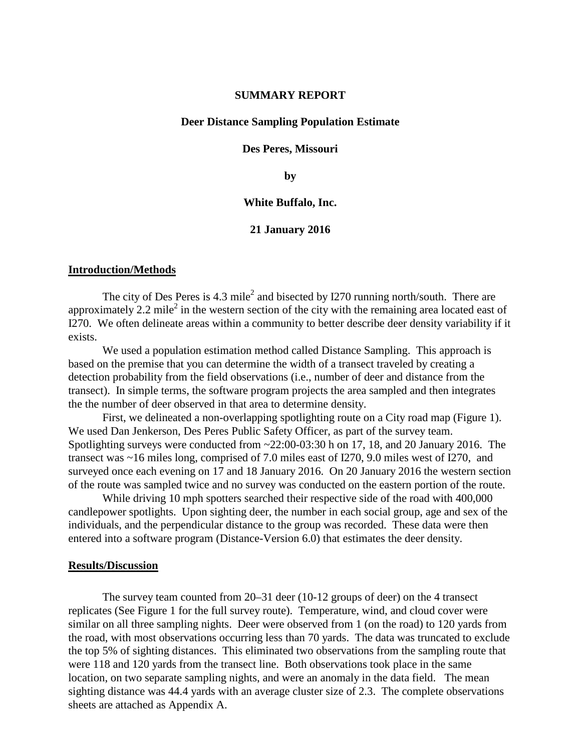# SUMMARY REPORT

## Deer Distance Sampling Population Estimate

## Des Peres, Missouri

**by**

**White Buffalo, Inc.**

**21 January 2016**

## Introduction/Methods

The city of Des Peres is 4.3 mile$^2$ and bisected by I270 running north/south. There are approximately 2.2 mile$^2$ in the western section of the city with the remaining area located east of I270. We often delineate areas within a community to better describe deer density variability if it exists.

We used a population estimation method called Distance Sampling. This approach is based on the premise that you can determine the width of a transect traveled by creating a detection probability from the field observations (i.e., number of deer and distance from the transect). In simple terms, the software program projects the area sampled and then integrates the the number of deer observed in that area to determine density.

First, we delineated a non-overlapping spotlighting route on a City road map (Figure 1). We used Dan Jenkerson, Des Peres Public Safety Officer, as part of the survey team. Spotlighting surveys were conducted from ~22:00-03:30 h on 17, 18, and 20 January 2016. The transect was ~16 miles long, comprised of 7.0 miles east of I270, 9.0 miles west of I270, and surveyed once each evening on 17 and 18 January 2016. On 20 January 2016 the western section of the route was sampled twice and no survey was conducted on the eastern portion of the route.

While driving 10 mph spotters searched their respective side of the road with 400,000 candlepower spotlights. Upon sighting deer, the number in each social group, age and sex of the individuals, and the perpendicular distance to the group was recorded. These data were then entered into a software program (Distance-Version 6.0) that estimates the deer density.

## Results/Discussion

The survey team counted from 20–31 deer (10-12 groups of deer) on the 4 transect replicates (See Figure 1 for the full survey route). Temperature, wind, and cloud cover were similar on all three sampling nights. Deer were observed from 1 (on the road) to 120 yards from the road, with most observations occurring less than 70 yards. The data was truncated to exclude the top 5% of sighting distances. This eliminated two observations from the sampling route that were 118 and 120 yards from the transect line. Both observations took place in the same location, on two separate sampling nights, and were an anomaly in the data field. The mean sighting distance was 44.4 yards with an average cluster size of 2.3. The complete observations sheets are attached as Appendix A.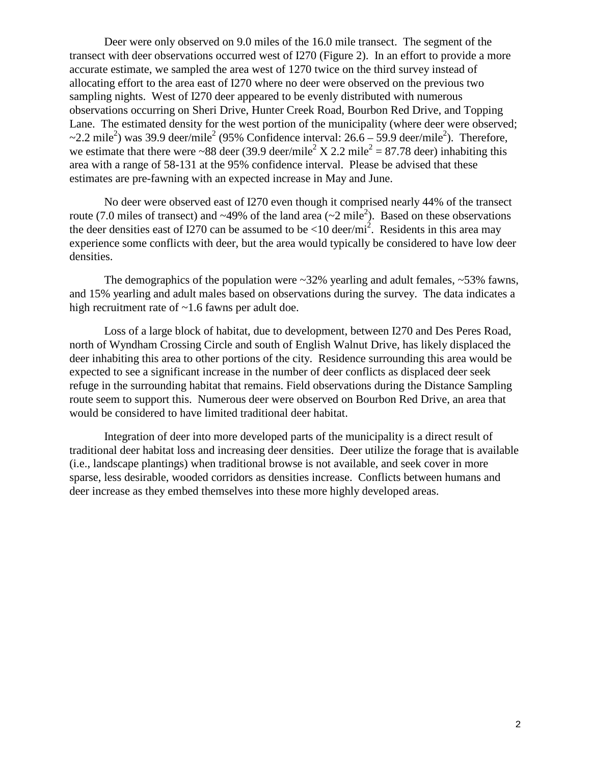Deer were only observed on 9.0 miles of the 16.0 mile transect. The segment of the transect with deer observations occurred west of I270 (Figure 2). In an effort to provide a more accurate estimate, we sampled the area west of 1270 twice on the third survey instead of allocating effort to the area east of I270 where no deer were observed on the previous two sampling nights. West of I270 deer appeared to be evenly distributed with numerous observations occurring on Sheri Drive, Hunter Creek Road, Bourbon Red Drive, and Topping Lane. The estimated density for the west portion of the municipality (where deer were observed; ~2.2 mile$^2$) was 39.9 deer/mile$^2$ (95% Confidence interval: 26.6 – 59.9 deer/mile$^2$). Therefore, we estimate that there were ~88 deer (39.9 deer/mile$^2$ X 2.2 mile$^2$ = 87.78 deer) inhabiting this area with a range of 58-131 at the 95% confidence interval. Please be advised that these estimates are pre-fawning with an expected increase in May and June.

No deer were observed east of I270 even though it comprised nearly 44% of the transect route (7.0 miles of transect) and ~49% of the land area (~2 mile$^2$). Based on these observations the deer densities east of I270 can be assumed to be <10 deer/mi$^2$. Residents in this area may experience some conflicts with deer, but the area would typically be considered to have low deer densities.

The demographics of the population were ~32% yearling and adult females, ~53% fawns, and 15% yearling and adult males based on observations during the survey. The data indicates a high recruitment rate of ~1.6 fawns per adult doe.

Loss of a large block of habitat, due to development, between I270 and Des Peres Road, north of Wyndham Crossing Circle and south of English Walnut Drive, has likely displaced the deer inhabiting this area to other portions of the city. Residence surrounding this area would be expected to see a significant increase in the number of deer conflicts as displaced deer seek refuge in the surrounding habitat that remains. Field observations during the Distance Sampling route seem to support this. Numerous deer were observed on Bourbon Red Drive, an area that would be considered to have limited traditional deer habitat.

Integration of deer into more developed parts of the municipality is a direct result of traditional deer habitat loss and increasing deer densities. Deer utilize the forage that is available (i.e., landscape plantings) when traditional browse is not available, and seek cover in more sparse, less desirable, wooded corridors as densities increase. Conflicts between humans and deer increase as they embed themselves into these more highly developed areas.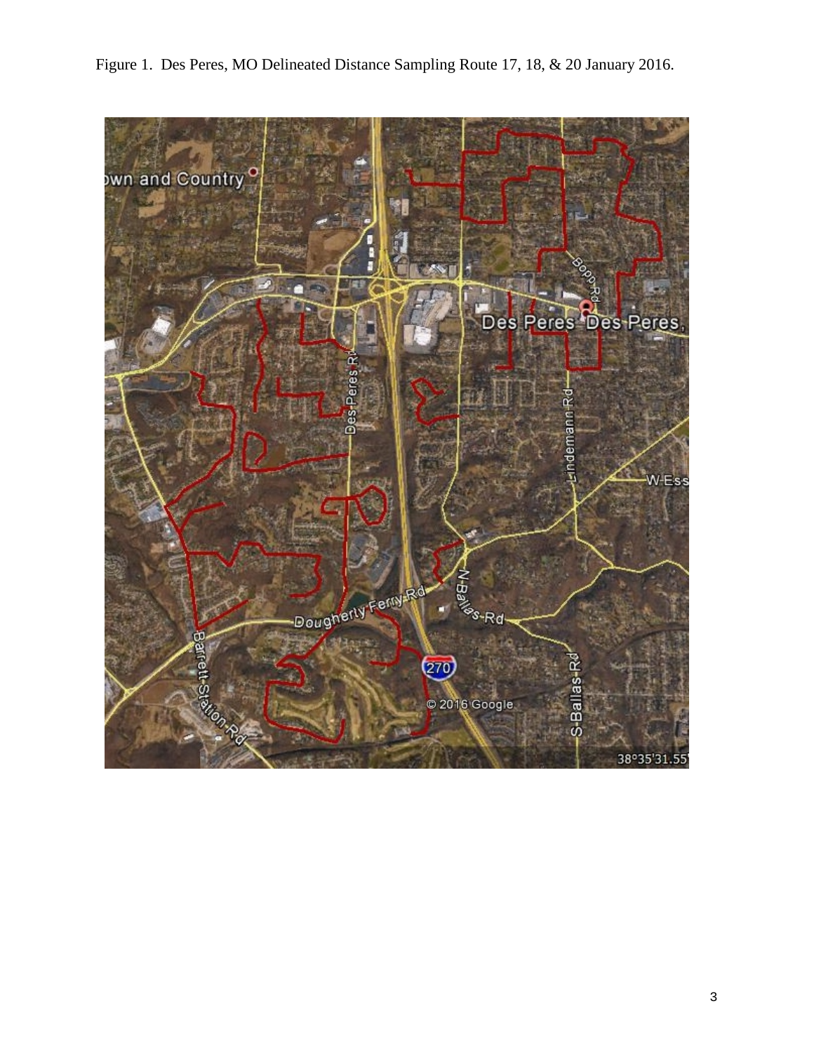Figure 1. Des Peres, MO Delineated Distance Sampling Route 17, 18, & 20 January 2016.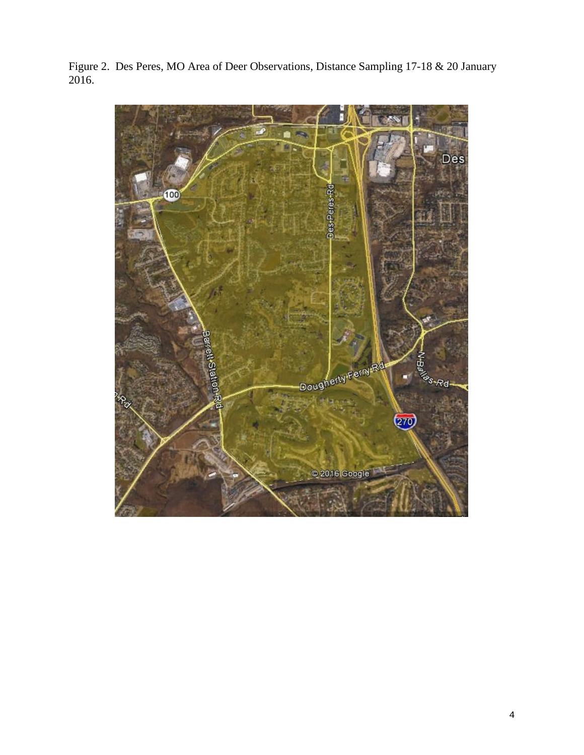Figure 2. Des Peres, MO Area of Deer Observations, Distance Sampling 17-18 & 20 January 2016.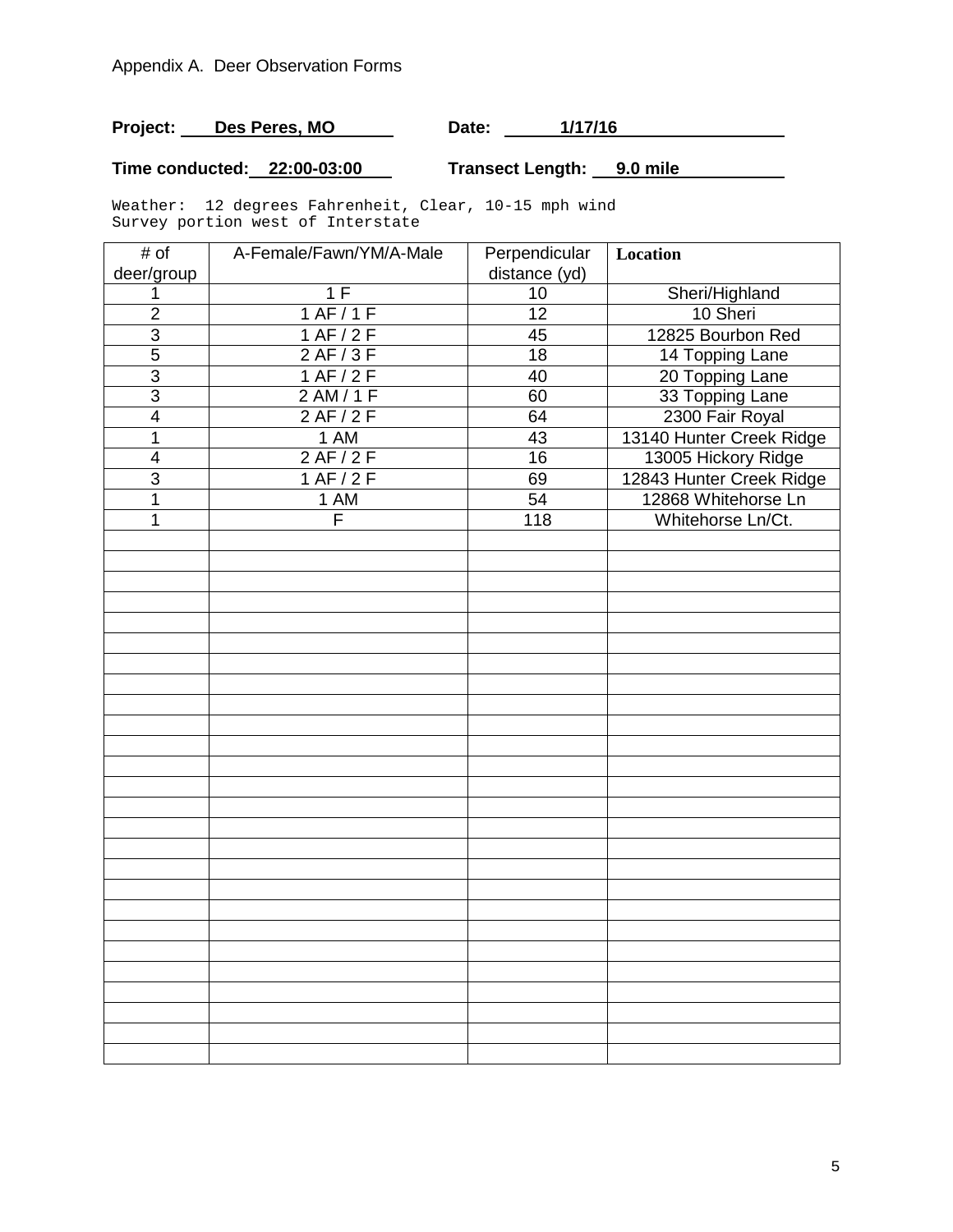Appendix A. Deer Observation Forms

**Project:** **Des Peres, MO** **Date:** **1/17/16**

**Time conducted:** **22:00-03:00** **Transect Length:** **9.0 mile**

```
Weather:  12 degrees Fahrenheit, Clear, 10-15 mph wind
Survey portion west of Interstate
```

| # of deer/group | A-Female/Fawn/YM/A-Male | Perpendicular distance (yd) | **Location** |
|---|---|---|---|
| 1 | 1 F | 10 | Sheri/Highland |
| 2 | 1 AF / 1 F | 12 | 10 Sheri |
| 3 | 1 AF / 2 F | 45 | 12825 Bourbon Red |
| 5 | 2 AF / 3 F | 18 | 14 Topping Lane |
| 3 | 1 AF / 2 F | 40 | 20 Topping Lane |
| 3 | 2 AM / 1 F | 60 | 33 Topping Lane |
| 4 | 2 AF / 2 F | 64 | 2300 Fair Royal |
| 1 | 1 AM | 43 | 13140 Hunter Creek Ridge |
| 4 | 2 AF / 2 F | 16 | 13005 Hickory Ridge |
| 3 | 1 AF / 2 F | 69 | 12843 Hunter Creek Ridge |
| 1 | 1 AM | 54 | 12868 Whitehorse Ln |
| 1 | F | 118 | Whitehorse Ln/Ct. |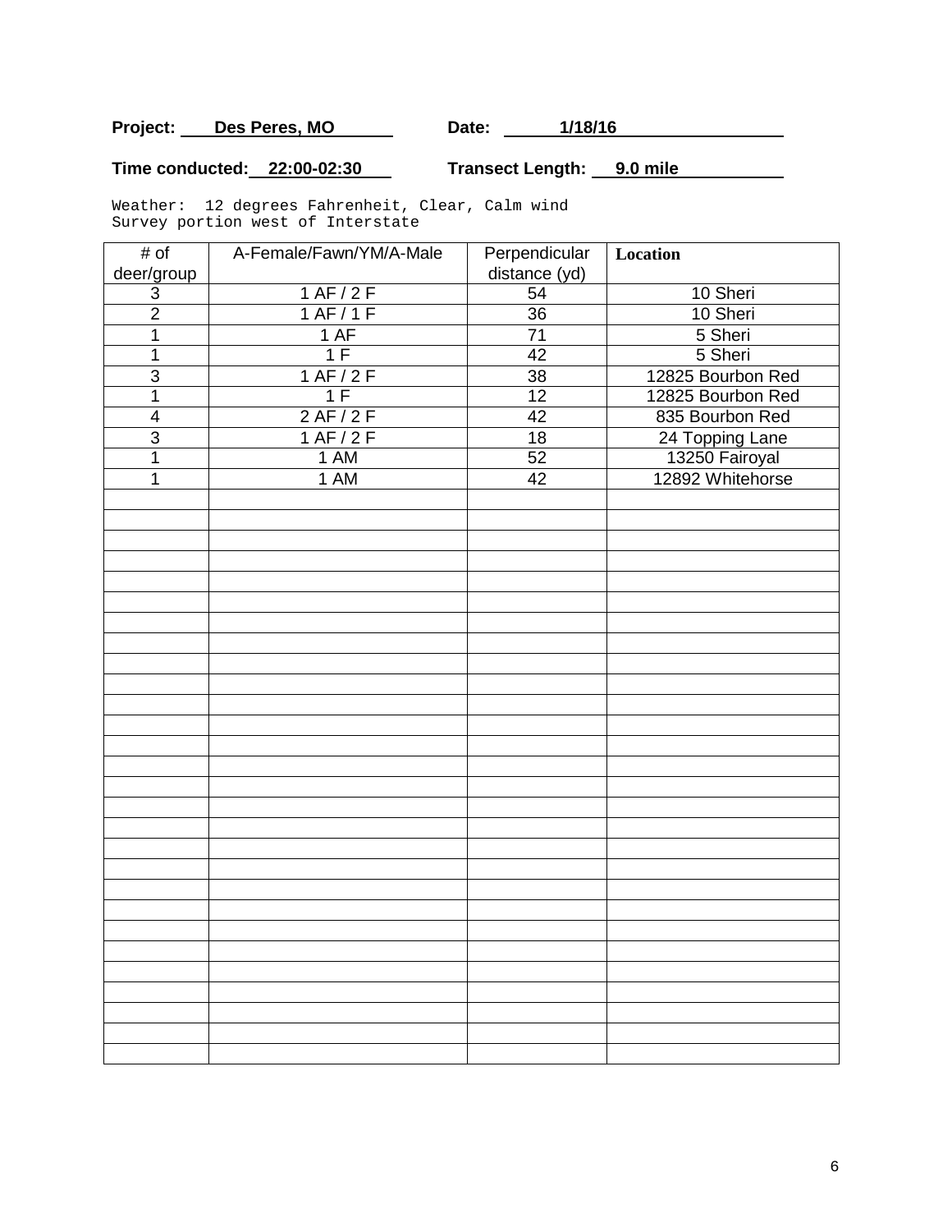**Project:** Des Peres, MO **Date:** 1/18/16

**Time conducted:** 22:00-02:30 **Transect Length:** 9.0 mile

```
Weather:  12 degrees Fahrenheit, Clear, Calm wind
Survey portion west of Interstate
```

| # of deer/group | A-Female/Fawn/YM/A-Male | Perpendicular distance (yd) | Location |
|---|---|---|---|
| 3 | 1 AF / 2 F | 54 | 10 Sheri |
| 2 | 1 AF / 1 F | 36 | 10 Sheri |
| 1 | 1 AF | 71 | 5 Sheri |
| 1 | 1 F | 42 | 5 Sheri |
| 3 | 1 AF / 2 F | 38 | 12825 Bourbon Red |
| 1 | 1 F | 12 | 12825 Bourbon Red |
| 4 | 2 AF / 2 F | 42 | 835 Bourbon Red |
| 3 | 1 AF / 2 F | 18 | 24 Topping Lane |
| 1 | 1 AM | 52 | 13250 Fairoyal |
| 1 | 1 AM | 42 | 12892 Whitehorse |
| | | | |
| | | | |
| | | | |
| | | | |
| | | | |
| | | | |
| | | | |
| | | | |
| | | | |
| | | | |
| | | | |
| | | | |
| | | | |
| | | | |
| | | | |
| | | | |
| | | | |
| | | | |
| | | | |
| | | | |
| | | | |
| | | | |
| | | | |
| | | | |
| | | | |
| | | | |
| | | | |
| | | | |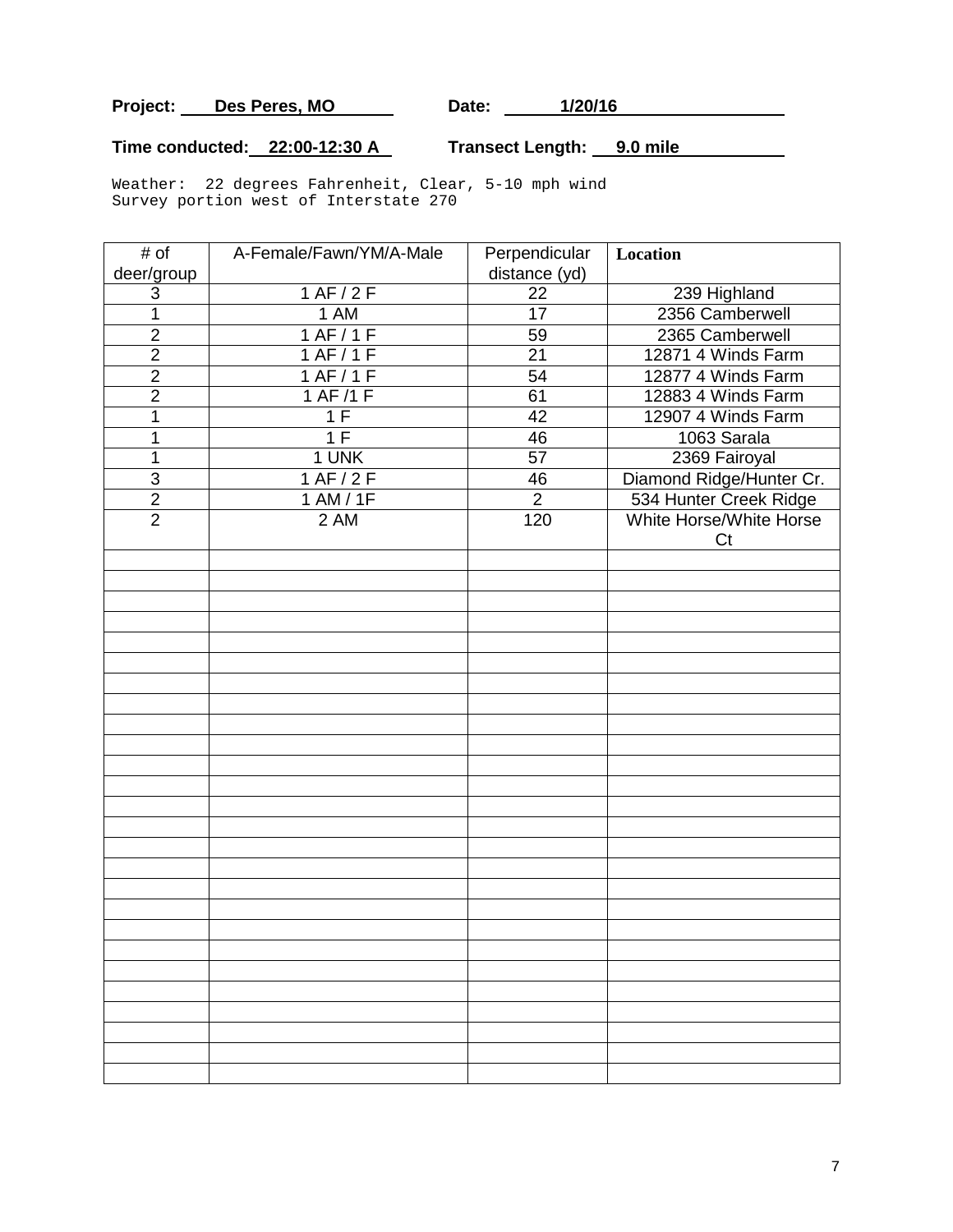**Project:** Des Peres, MO **Date:** 1/20/16

**Time conducted:** 22:00-12:30 A **Transect Length:** 9.0 mile

```
Weather:  22 degrees Fahrenheit, Clear, 5-10 mph wind
Survey portion west of Interstate 270
```

| # of deer/group | A-Female/Fawn/YM/A-Male | Perpendicular distance (yd) | Location |
|---|---|---|---|
| 3 | 1 AF / 2 F | 22 | 239 Highland |
| 1 | 1 AM | 17 | 2356 Camberwell |
| 2 | 1 AF / 1 F | 59 | 2365 Camberwell |
| 2 | 1 AF / 1 F | 21 | 12871 4 Winds Farm |
| 2 | 1 AF / 1 F | 54 | 12877 4 Winds Farm |
| 2 | 1 AF /1 F | 61 | 12883 4 Winds Farm |
| 1 | 1 F | 42 | 12907 4 Winds Farm |
| 1 | 1 F | 46 | 1063 Sarala |
| 1 | 1 UNK | 57 | 2369 Fairoyal |
| 3 | 1 AF / 2 F | 46 | Diamond Ridge/Hunter Cr. |
| 2 | 1 AM / 1F | 2 | 534 Hunter Creek Ridge |
| 2 | 2 AM | 120 | White Horse/White Horse Ct |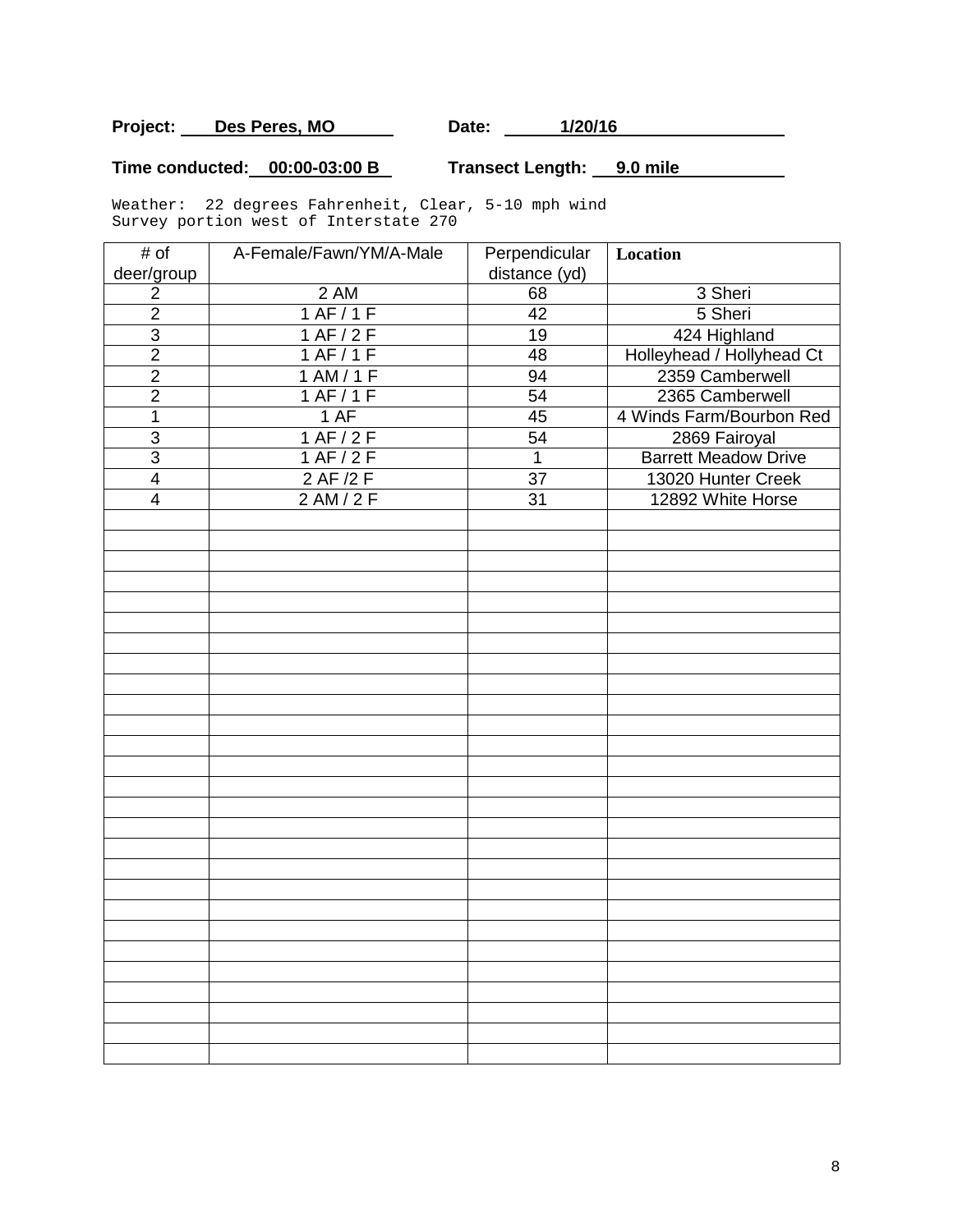**Project:** Des Peres, MO **Date:** 1/20/16

**Time conducted:** 00:00-03:00 B **Transect Length:** 9.0 mile

Weather: 22 degrees Fahrenheit, Clear, 5-10 mph wind
Survey portion west of Interstate 270

| # of deer/group | A-Female/Fawn/YM/A-Male | Perpendicular distance (yd) | Location |
|---|---|---|---|
| 2 | 2 AM | 68 | 3 Sheri |
| 2 | 1 AF / 1 F | 42 | 5 Sheri |
| 3 | 1 AF / 2 F | 19 | 424 Highland |
| 2 | 1 AF / 1 F | 48 | Holleyhead / Hollyhead Ct |
| 2 | 1 AM / 1 F | 94 | 2359 Camberwell |
| 2 | 1 AF / 1 F | 54 | 2365 Camberwell |
| 1 | 1 AF | 45 | 4 Winds Farm/Bourbon Red |
| 3 | 1 AF / 2 F | 54 | 2869 Fairoyal |
| 3 | 1 AF / 2 F | 1 | Barrett Meadow Drive |
| 4 | 2 AF /2 F | 37 | 13020 Hunter Creek |
| 4 | 2 AM / 2 F | 31 | 12892 White Horse |
| | | | |
| | | | |
| | | | |
| | | | |
| | | | |
| | | | |
| | | | |
| | | | |
| | | | |
| | | | |
| | | | |
| | | | |
| | | | |
| | | | |
| | | | |
| | | | |
| | | | |
| | | | |
| | | | |
| | | | |
| | | | |
| | | | |
| | | | |
| | | | |
| | | | |
| | | | |